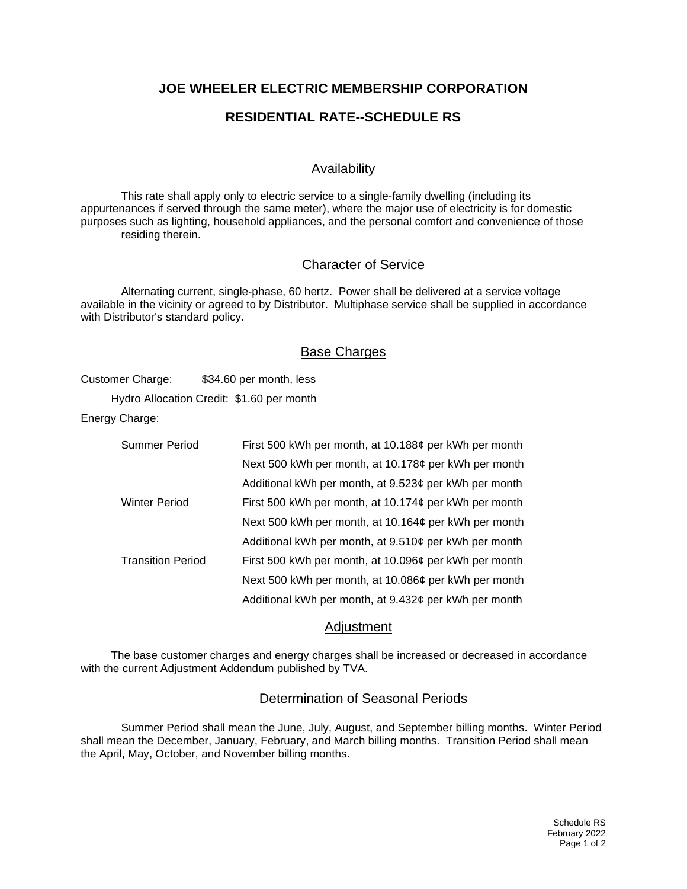# JOE WHEELER ELECTRIC MEMBERSHIP CORPORATION

## RESIDENTIAL RATE--SCHEDULE RS

### Availability

This rate shall apply only to electric service to a single-family dwelling (including its appurtenances if served through the same meter), where the major use of electricity is for domestic purposes such as lighting, household appliances, and the personal comfort and convenience of those residing therein.

### Character of Service

Alternating current, single-phase, 60 hertz. Power shall be delivered at a service voltage available in the vicinity or agreed to by Distributor. Multiphase service shall be supplied in accordance with Distributor's standard policy.

### Base Charges

Customer Charge: $34.60 per month, less

Hydro Allocation Credit: $1.60 per month

Energy Charge:

| | |
|---|---|
| Summer Period | First 500 kWh per month, at 10.188¢ per kWh per month |
| | Next 500 kWh per month, at 10.178¢ per kWh per month |
| | Additional kWh per month, at 9.523¢ per kWh per month |
| Winter Period | First 500 kWh per month, at 10.174¢ per kWh per month |
| | Next 500 kWh per month, at 10.164¢ per kWh per month |
| | Additional kWh per month, at 9.510¢ per kWh per month |
| Transition Period | First 500 kWh per month, at 10.096¢ per kWh per month |
| | Next 500 kWh per month, at 10.086¢ per kWh per month |
| | Additional kWh per month, at 9.432¢ per kWh per month |

### Adjustment

The base customer charges and energy charges shall be increased or decreased in accordance with the current Adjustment Addendum published by TVA.

### Determination of Seasonal Periods

Summer Period shall mean the June, July, August, and September billing months. Winter Period shall mean the December, January, February, and March billing months. Transition Period shall mean the April, May, October, and November billing months.

Schedule RS
February 2022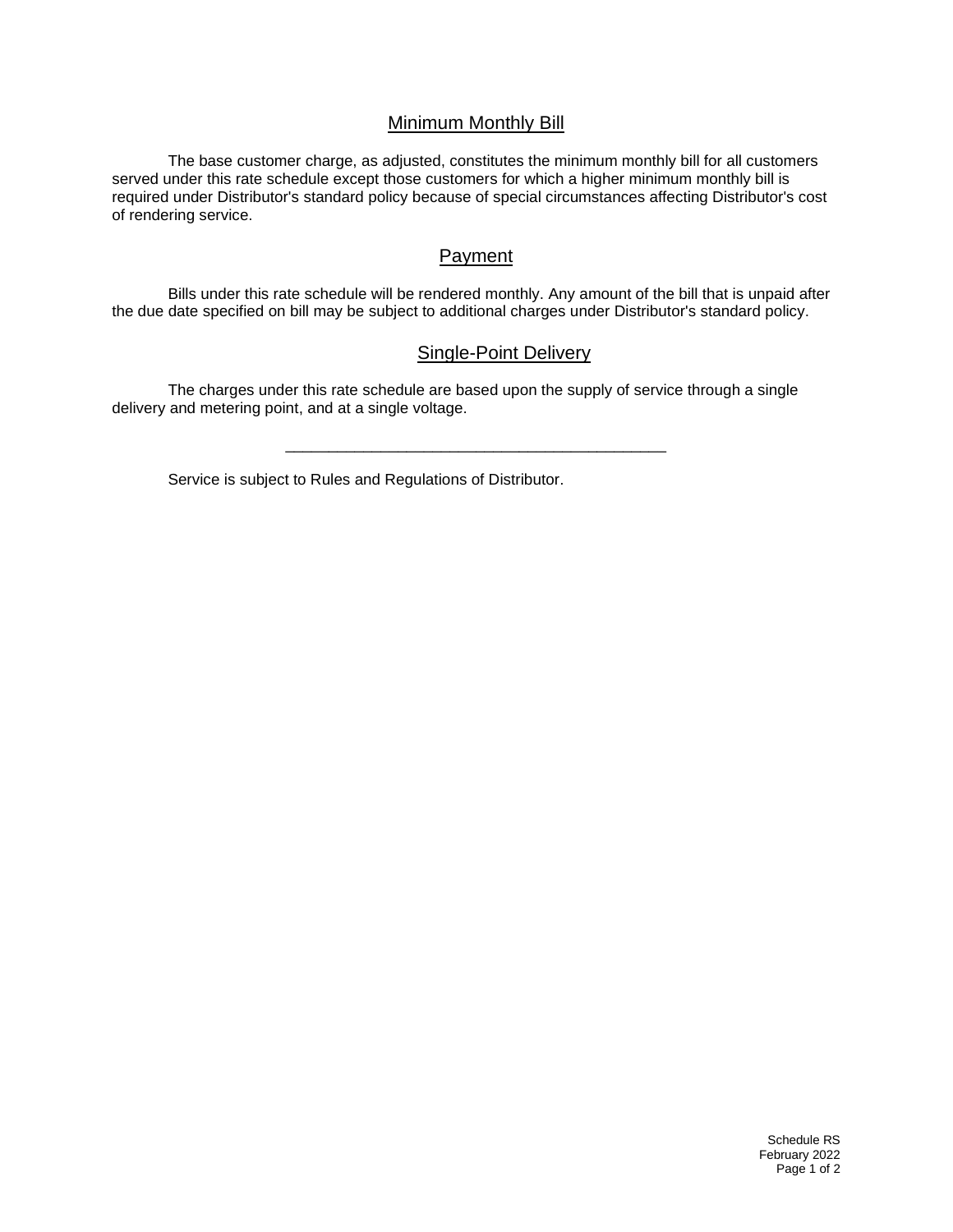## Minimum Monthly Bill

The base customer charge, as adjusted, constitutes the minimum monthly bill for all customers served under this rate schedule except those customers for which a higher minimum monthly bill is required under Distributor's standard policy because of special circumstances affecting Distributor's cost of rendering service.

## Payment

Bills under this rate schedule will be rendered monthly. Any amount of the bill that is unpaid after the due date specified on bill may be subject to additional charges under Distributor's standard policy.

## Single-Point Delivery

The charges under this rate schedule are based upon the supply of service through a single delivery and metering point, and at a single voltage.

---

Service is subject to Rules and Regulations of Distributor.